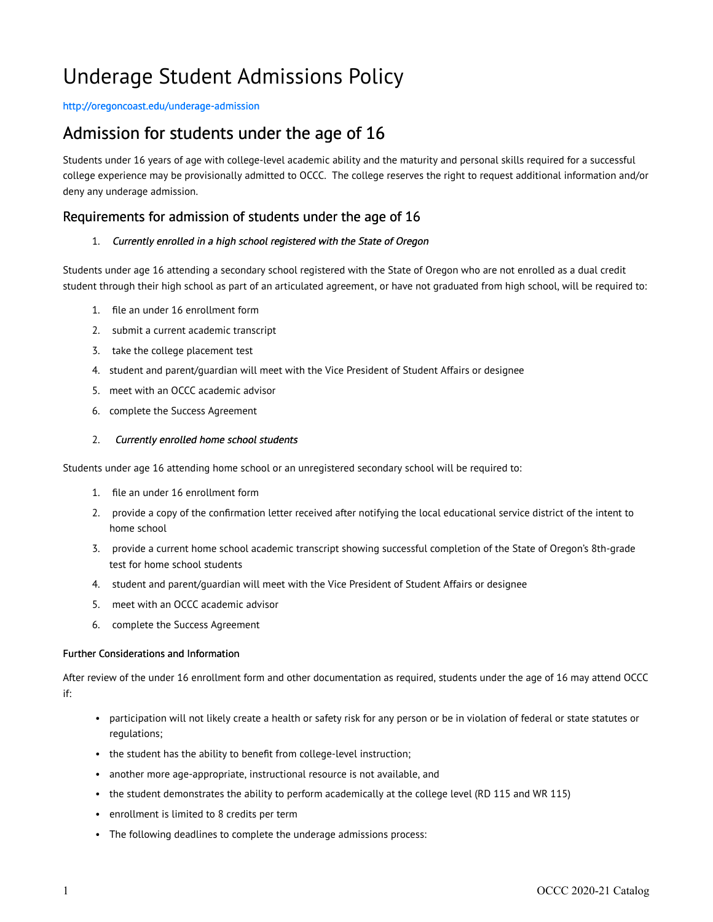# Underage Student Admissions Policy

http://oregoncoast.edu/underage-admission

## Admission for students under the age of 16

Students under 16 years of age with college-level academic ability and the maturity and personal skills required for a successful college experience may be provisionally admitted to OCCC. The college reserves the right to request additional information and/or deny any underage admission.

### Requirements for admission of students under the age of 16

1. *Currently enrolled in a high school registered with the State of Oregon*

Students under age 16 attending a secondary school registered with the State of Oregon who are not enrolled as a dual credit student through their high school as part of an articulated agreement, or have not graduated from high school, will be required to:

1. file an under 16 enrollment form
2. submit a current academic transcript
3. take the college placement test
4. student and parent/guardian will meet with the Vice President of Student Affairs or designee
5. meet with an OCCC academic advisor
6. complete the Success Agreement

2. *Currently enrolled home school students*

Students under age 16 attending home school or an unregistered secondary school will be required to:

1. file an under 16 enrollment form
2. provide a copy of the confirmation letter received after notifying the local educational service district of the intent to home school
3. provide a current home school academic transcript showing successful completion of the State of Oregon's 8th-grade test for home school students
4. student and parent/guardian will meet with the Vice President of Student Affairs or designee
5. meet with an OCCC academic advisor
6. complete the Success Agreement

#### Further Considerations and Information

After review of the under 16 enrollment form and other documentation as required, students under the age of 16 may attend OCCC if:

- participation will not likely create a health or safety risk for any person or be in violation of federal or state statutes or regulations;
- the student has the ability to benefit from college-level instruction;
- another more age-appropriate, instructional resource is not available, and
- the student demonstrates the ability to perform academically at the college level (RD 115 and WR 115)
- enrollment is limited to 8 credits per term
- The following deadlines to complete the underage admissions process: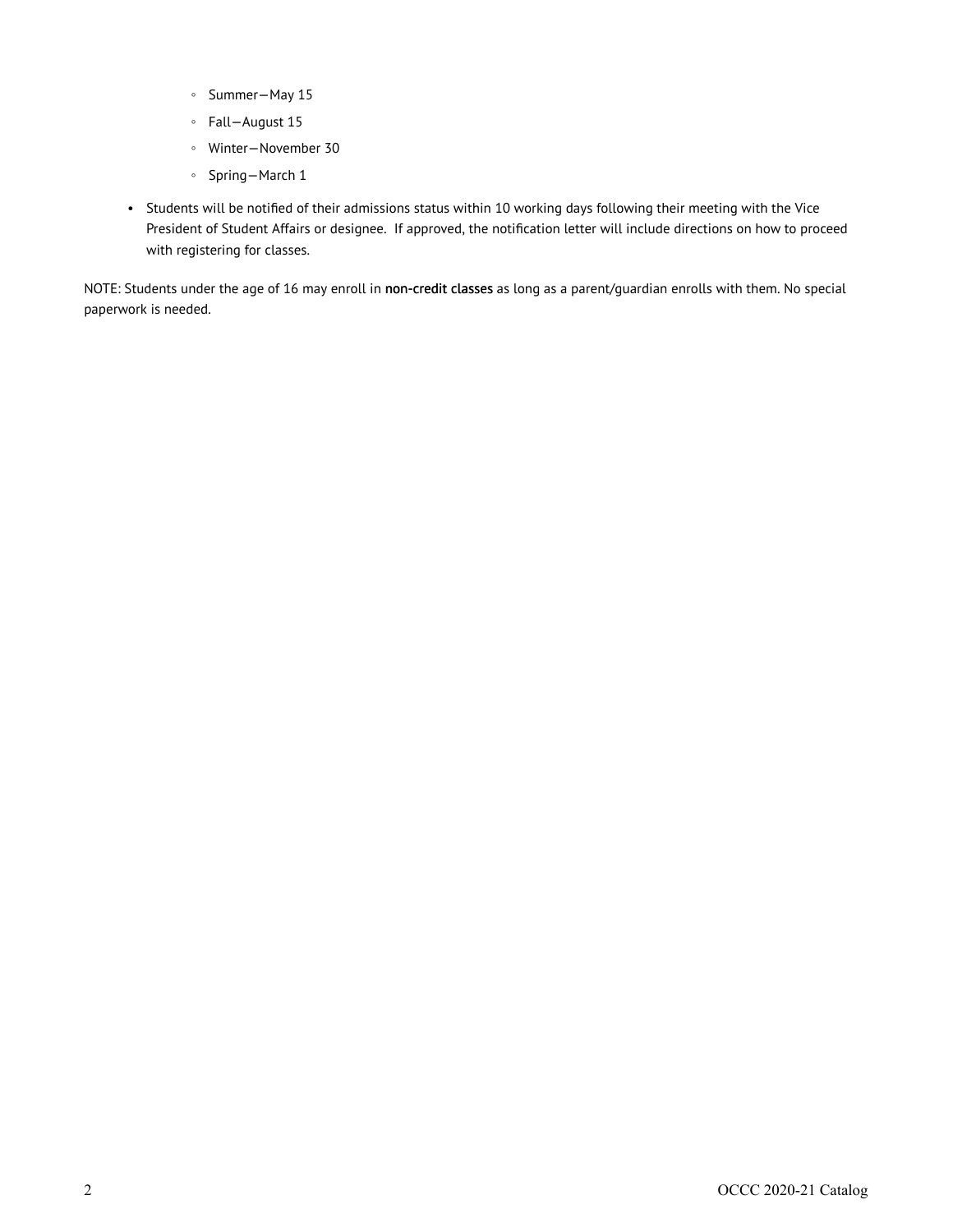- Summer—May 15
    - Fall—August 15
    - Winter—November 30
    - Spring—March 1
- Students will be notified of their admissions status within 10 working days following their meeting with the Vice President of Student Affairs or designee. If approved, the notification letter will include directions on how to proceed with registering for classes.

NOTE: Students under the age of 16 may enroll in **non-credit classes** as long as a parent/guardian enrolls with them. No special paperwork is needed.